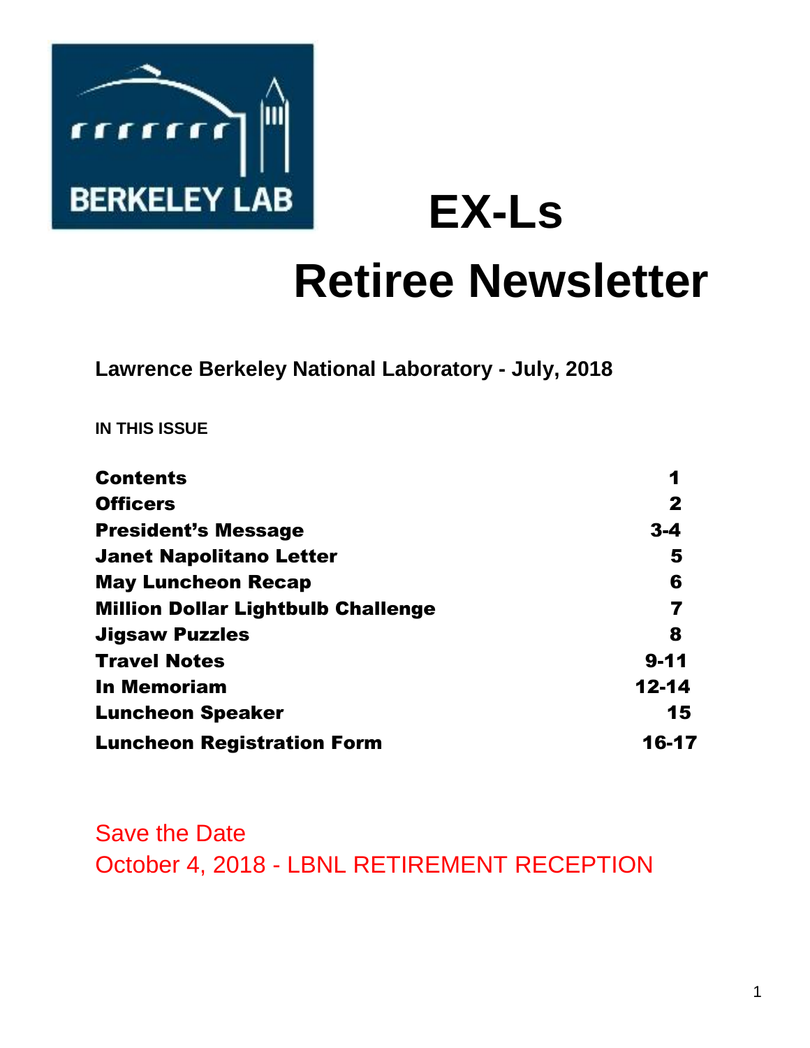BERKELEY LAB

# EX-Ls

# Retiree Newsletter

**Lawrence Berkeley National Laboratory - July, 2018**

**IN THIS ISSUE**

| | |
|---|---|
| **Contents** | **1** |
| **Officers** | **2** |
| **President's Message** | **3-4** |
| **Janet Napolitano Letter** | **5** |
| **May Luncheon Recap** | **6** |
| **Million Dollar Lightbulb Challenge** | **7** |
| **Jigsaw Puzzles** | **8** |
| **Travel Notes** | **9-11** |
| **In Memoriam** | **12-14** |
| **Luncheon Speaker** | **15** |
| **Luncheon Registration Form** | **16-17** |

Save the Date

October 4, 2018 - LBNL RETIREMENT RECEPTION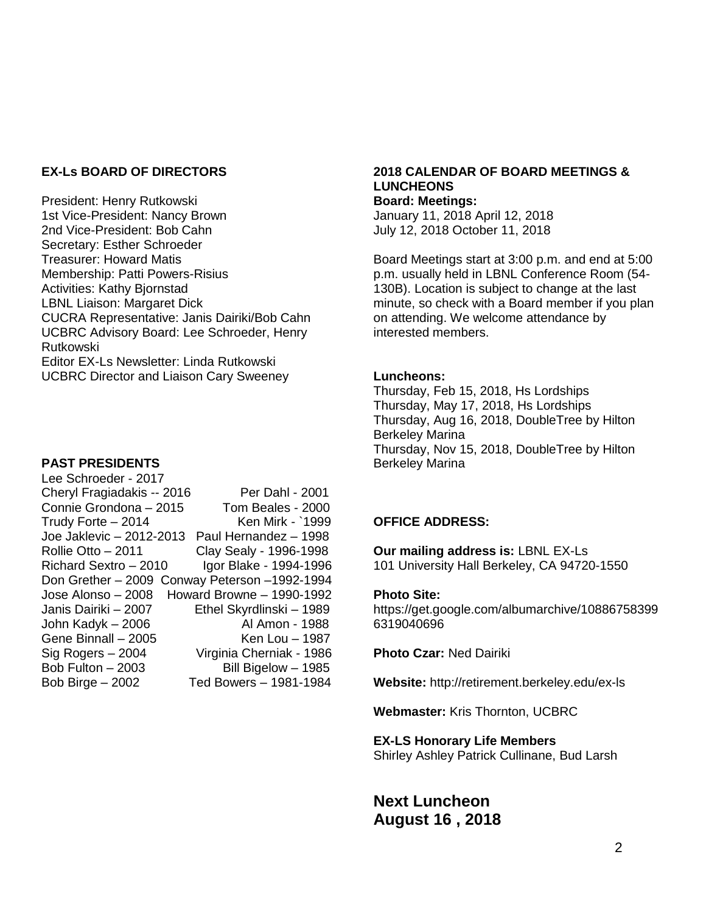## EX-Ls BOARD OF DIRECTORS

President: Henry Rutkowski
1st Vice-President: Nancy Brown
2nd Vice-President: Bob Cahn
Secretary: Esther Schroeder
Treasurer: Howard Matis
Membership: Patti Powers-Risius
Activities: Kathy Bjornstad
LBNL Liaison: Margaret Dick
CUCRA Representative: Janis Dairiki/Bob Cahn
UCBRC Advisory Board: Lee Schroeder, Henry Rutkowski
Editor EX-Ls Newsletter: Linda Rutkowski
UCBRC Director and Liaison Cary Sweeney

## PAST PRESIDENTS

Lee Schroeder - 2017
Cheryl Fragiadakis -- 2016
Connie Grondona – 2015
Trudy Forte – 2014
Joe Jaklevic – 2012-2013
Rollie Otto – 2011
Richard Sextro – 2010
Don Grether – 2009
Jose Alonso – 2008
Janis Dairiki – 2007
John Kadyk – 2006
Gene Binnall – 2005
Sig Rogers – 2004
Bob Fulton – 2003
Bob Birge – 2002
Per Dahl - 2001
Tom Beales - 2000
Ken Mirk - `1999
Paul Hernandez – 1998
Clay Sealy - 1996-1998
Igor Blake - 1994-1996
Conway Peterson –1992-1994
Howard Browne – 1990-1992
Ethel Skyrdlinski – 1989
Al Amon - 1988
Ken Lou – 1987
Virginia Cherniak - 1986
Bill Bigelow – 1985
Ted Bowers – 1981-1984

## 2018 CALENDAR OF BOARD MEETINGS & LUNCHEONS

**Board: Meetings:**
January 11, 2018 April 12, 2018
July 12, 2018 October 11, 2018

Board Meetings start at 3:00 p.m. and end at 5:00 p.m. usually held in LBNL Conference Room (54-130B). Location is subject to change at the last minute, so check with a Board member if you plan on attending. We welcome attendance by interested members.

**Luncheons:**
Thursday, Feb 15, 2018, Hs Lordships
Thursday, May 17, 2018, Hs Lordships
Thursday, Aug 16, 2018, DoubleTree by Hilton Berkeley Marina
Thursday, Nov 15, 2018, DoubleTree by Hilton Berkeley Marina

## OFFICE ADDRESS:

**Our mailing address is:** LBNL EX-Ls
101 University Hall Berkeley, CA 94720-1550

**Photo Site:**
https://get.google.com/albumarchive/108867583996319040696

**Photo Czar:** Ned Dairiki

**Website:** http://retirement.berkeley.edu/ex-ls

**Webmaster:** Kris Thornton, UCBRC

**EX-LS Honorary Life Members**
Shirley Ashley Patrick Cullinane, Bud Larsh

## Next Luncheon August 16 , 2018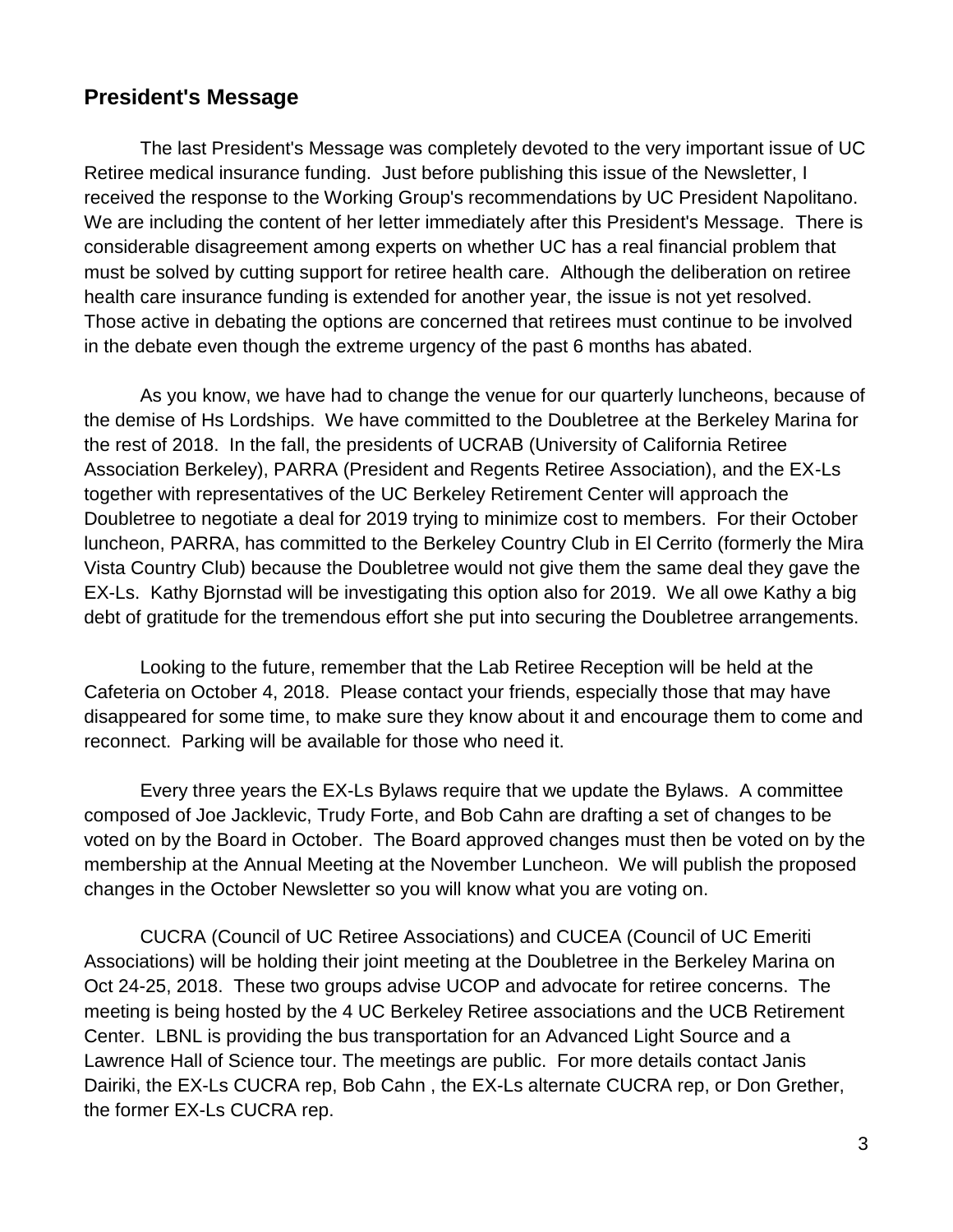## President's Message

The last President's Message was completely devoted to the very important issue of UC Retiree medical insurance funding. Just before publishing this issue of the Newsletter, I received the response to the Working Group's recommendations by UC President Napolitano. We are including the content of her letter immediately after this President's Message. There is considerable disagreement among experts on whether UC has a real financial problem that must be solved by cutting support for retiree health care. Although the deliberation on retiree health care insurance funding is extended for another year, the issue is not yet resolved. Those active in debating the options are concerned that retirees must continue to be involved in the debate even though the extreme urgency of the past 6 months has abated.

As you know, we have had to change the venue for our quarterly luncheons, because of the demise of Hs Lordships. We have committed to the Doubletree at the Berkeley Marina for the rest of 2018. In the fall, the presidents of UCRAB (University of California Retiree Association Berkeley), PARRA (President and Regents Retiree Association), and the EX-Ls together with representatives of the UC Berkeley Retirement Center will approach the Doubletree to negotiate a deal for 2019 trying to minimize cost to members. For their October luncheon, PARRA, has committed to the Berkeley Country Club in El Cerrito (formerly the Mira Vista Country Club) because the Doubletree would not give them the same deal they gave the EX-Ls. Kathy Bjornstad will be investigating this option also for 2019. We all owe Kathy a big debt of gratitude for the tremendous effort she put into securing the Doubletree arrangements.

Looking to the future, remember that the Lab Retiree Reception will be held at the Cafeteria on October 4, 2018. Please contact your friends, especially those that may have disappeared for some time, to make sure they know about it and encourage them to come and reconnect. Parking will be available for those who need it.

Every three years the EX-Ls Bylaws require that we update the Bylaws. A committee composed of Joe Jacklevic, Trudy Forte, and Bob Cahn are drafting a set of changes to be voted on by the Board in October. The Board approved changes must then be voted on by the membership at the Annual Meeting at the November Luncheon. We will publish the proposed changes in the October Newsletter so you will know what you are voting on.

CUCRA (Council of UC Retiree Associations) and CUCEA (Council of UC Emeriti Associations) will be holding their joint meeting at the Doubletree in the Berkeley Marina on Oct 24-25, 2018. These two groups advise UCOP and advocate for retiree concerns. The meeting is being hosted by the 4 UC Berkeley Retiree associations and the UCB Retirement Center. LBNL is providing the bus transportation for an Advanced Light Source and a Lawrence Hall of Science tour. The meetings are public. For more details contact Janis Dairiki, the EX-Ls CUCRA rep, Bob Cahn , the EX-Ls alternate CUCRA rep, or Don Grether, the former EX-Ls CUCRA rep.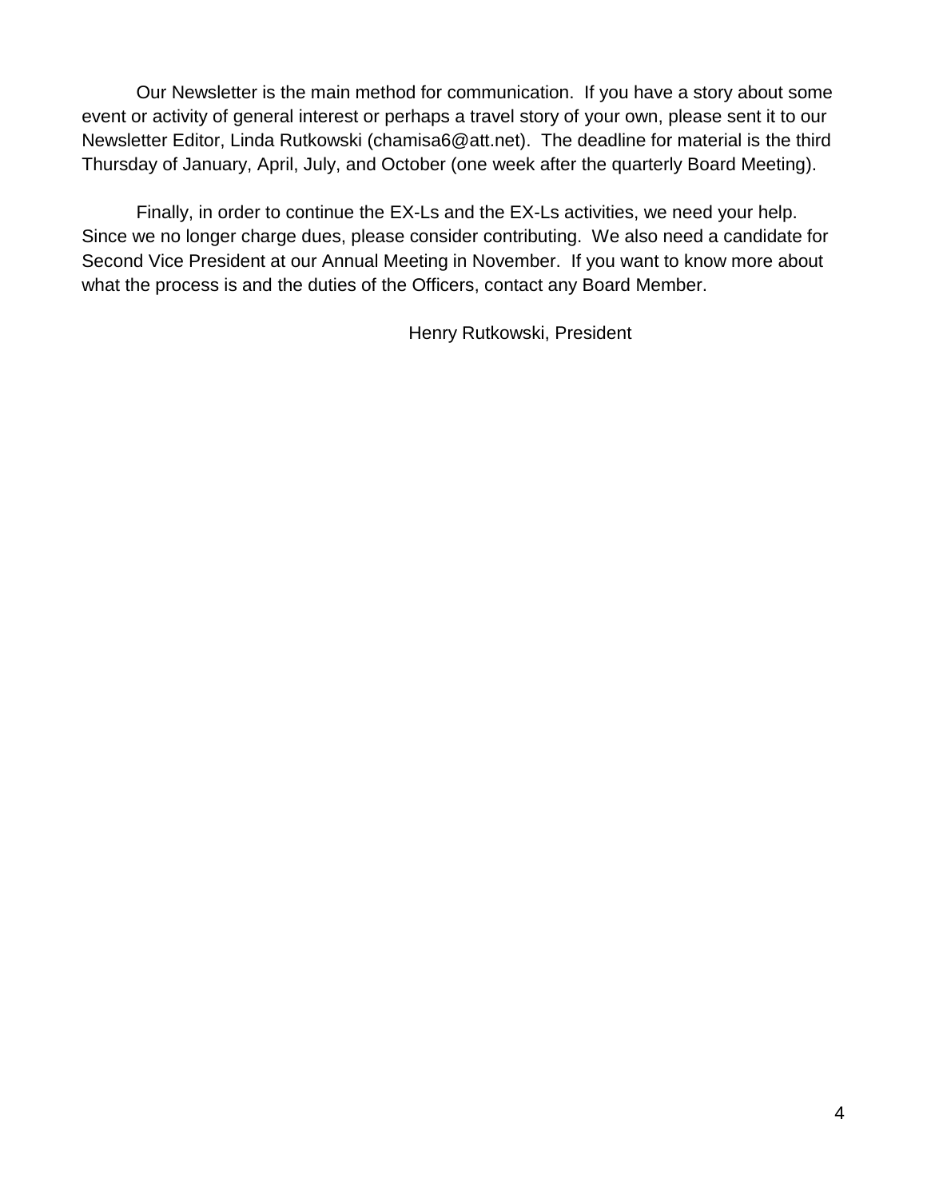Our Newsletter is the main method for communication. If you have a story about some event or activity of general interest or perhaps a travel story of your own, please sent it to our Newsletter Editor, Linda Rutkowski (chamisa6@att.net). The deadline for material is the third Thursday of January, April, July, and October (one week after the quarterly Board Meeting).

Finally, in order to continue the EX-Ls and the EX-Ls activities, we need your help. Since we no longer charge dues, please consider contributing. We also need a candidate for Second Vice President at our Annual Meeting in November. If you want to know more about what the process is and the duties of the Officers, contact any Board Member.

Henry Rutkowski, President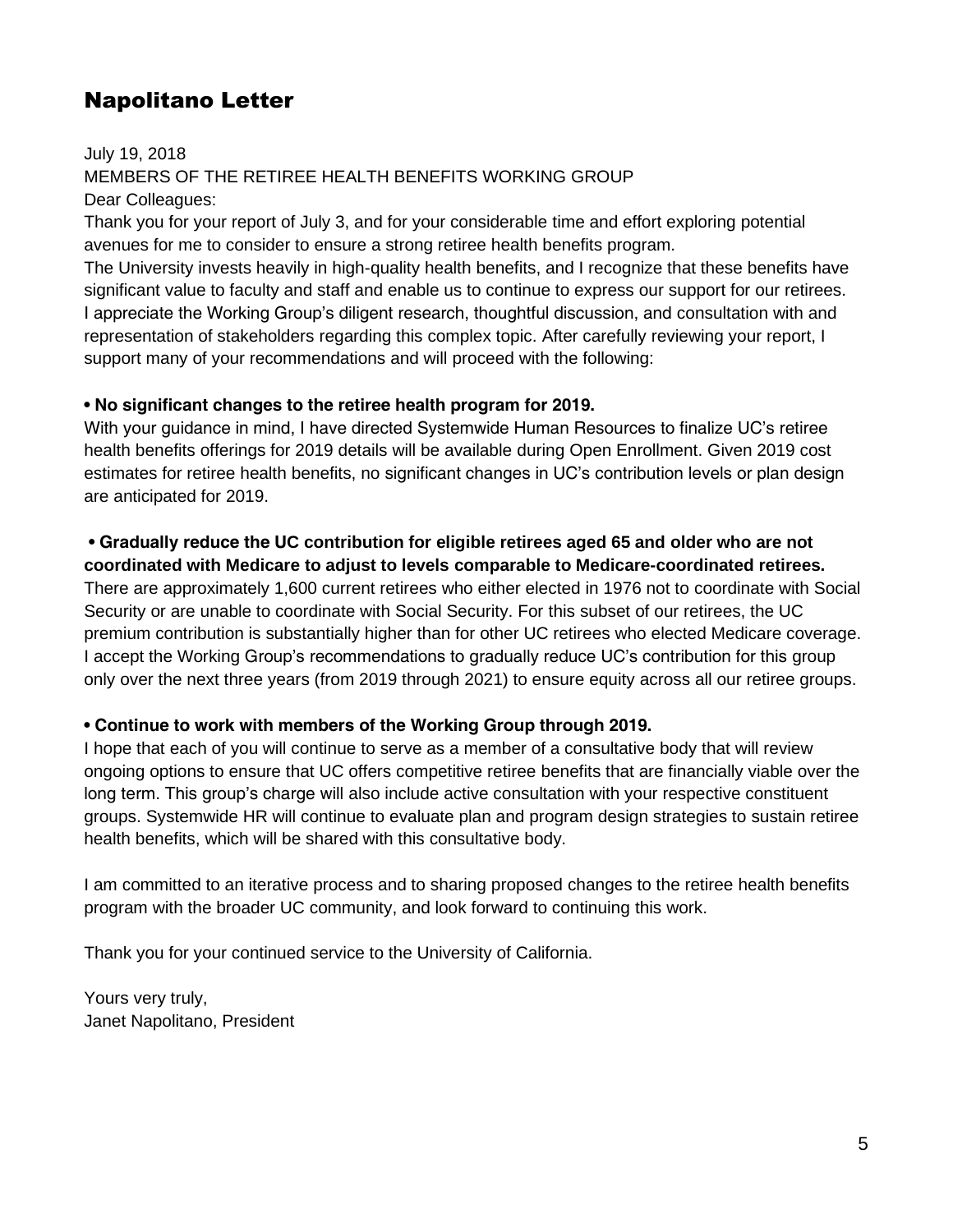## Napolitano Letter

July 19, 2018
MEMBERS OF THE RETIREE HEALTH BENEFITS WORKING GROUP
Dear Colleagues:
Thank you for your report of July 3, and for your considerable time and effort exploring potential avenues for me to consider to ensure a strong retiree health benefits program.
The University invests heavily in high-quality health benefits, and I recognize that these benefits have significant value to faculty and staff and enable us to continue to express our support for our retirees. I appreciate the Working Group's diligent research, thoughtful discussion, and consultation with and representation of stakeholders regarding this complex topic. After carefully reviewing your report, I support many of your recommendations and will proceed with the following:

**• No significant changes to the retiree health program for 2019.**
With your guidance in mind, I have directed Systemwide Human Resources to finalize UC's retiree health benefits offerings for 2019 details will be available during Open Enrollment. Given 2019 cost estimates for retiree health benefits, no significant changes in UC's contribution levels or plan design are anticipated for 2019.

**• Gradually reduce the UC contribution for eligible retirees aged 65 and older who are not coordinated with Medicare to adjust to levels comparable to Medicare-coordinated retirees.**
There are approximately 1,600 current retirees who either elected in 1976 not to coordinate with Social Security or are unable to coordinate with Social Security. For this subset of our retirees, the UC premium contribution is substantially higher than for other UC retirees who elected Medicare coverage. I accept the Working Group's recommendations to gradually reduce UC's contribution for this group only over the next three years (from 2019 through 2021) to ensure equity across all our retiree groups.

**• Continue to work with members of the Working Group through 2019.**
I hope that each of you will continue to serve as a member of a consultative body that will review ongoing options to ensure that UC offers competitive retiree benefits that are financially viable over the long term. This group's charge will also include active consultation with your respective constituent groups. Systemwide HR will continue to evaluate plan and program design strategies to sustain retiree health benefits, which will be shared with this consultative body.

I am committed to an iterative process and to sharing proposed changes to the retiree health benefits program with the broader UC community, and look forward to continuing this work.

Thank you for your continued service to the University of California.

Yours very truly,
Janet Napolitano, President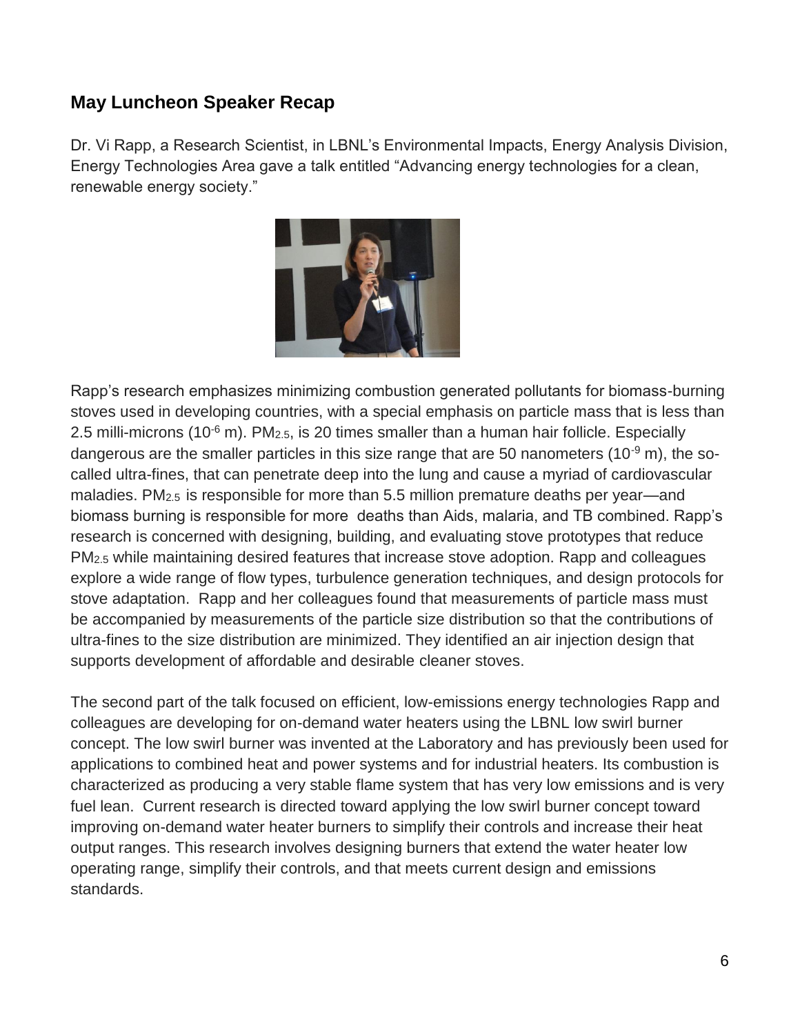## May Luncheon Speaker Recap

Dr. Vi Rapp, a Research Scientist, in LBNL's Environmental Impacts, Energy Analysis Division, Energy Technologies Area gave a talk entitled "Advancing energy technologies for a clean, renewable energy society."

Rapp's research emphasizes minimizing combustion generated pollutants for biomass-burning stoves used in developing countries, with a special emphasis on particle mass that is less than 2.5 milli-microns ($10^{-6}$ m). $PM_{2.5}$, is 20 times smaller than a human hair follicle. Especially dangerous are the smaller particles in this size range that are 50 nanometers ($10^{-9}$ m), the so-called ultra-fines, that can penetrate deep into the lung and cause a myriad of cardiovascular maladies. $PM_{2.5}$ is responsible for more than 5.5 million premature deaths per year—and biomass burning is responsible for more deaths than Aids, malaria, and TB combined. Rapp's research is concerned with designing, building, and evaluating stove prototypes that reduce $PM_{2.5}$ while maintaining desired features that increase stove adoption. Rapp and colleagues explore a wide range of flow types, turbulence generation techniques, and design protocols for stove adaptation. Rapp and her colleagues found that measurements of particle mass must be accompanied by measurements of the particle size distribution so that the contributions of ultra-fines to the size distribution are minimized. They identified an air injection design that supports development of affordable and desirable cleaner stoves.

The second part of the talk focused on efficient, low-emissions energy technologies Rapp and colleagues are developing for on-demand water heaters using the LBNL low swirl burner concept. The low swirl burner was invented at the Laboratory and has previously been used for applications to combined heat and power systems and for industrial heaters. Its combustion is characterized as producing a very stable flame system that has very low emissions and is very fuel lean. Current research is directed toward applying the low swirl burner concept toward improving on-demand water heater burners to simplify their controls and increase their heat output ranges. This research involves designing burners that extend the water heater low operating range, simplify their controls, and that meets current design and emissions standards.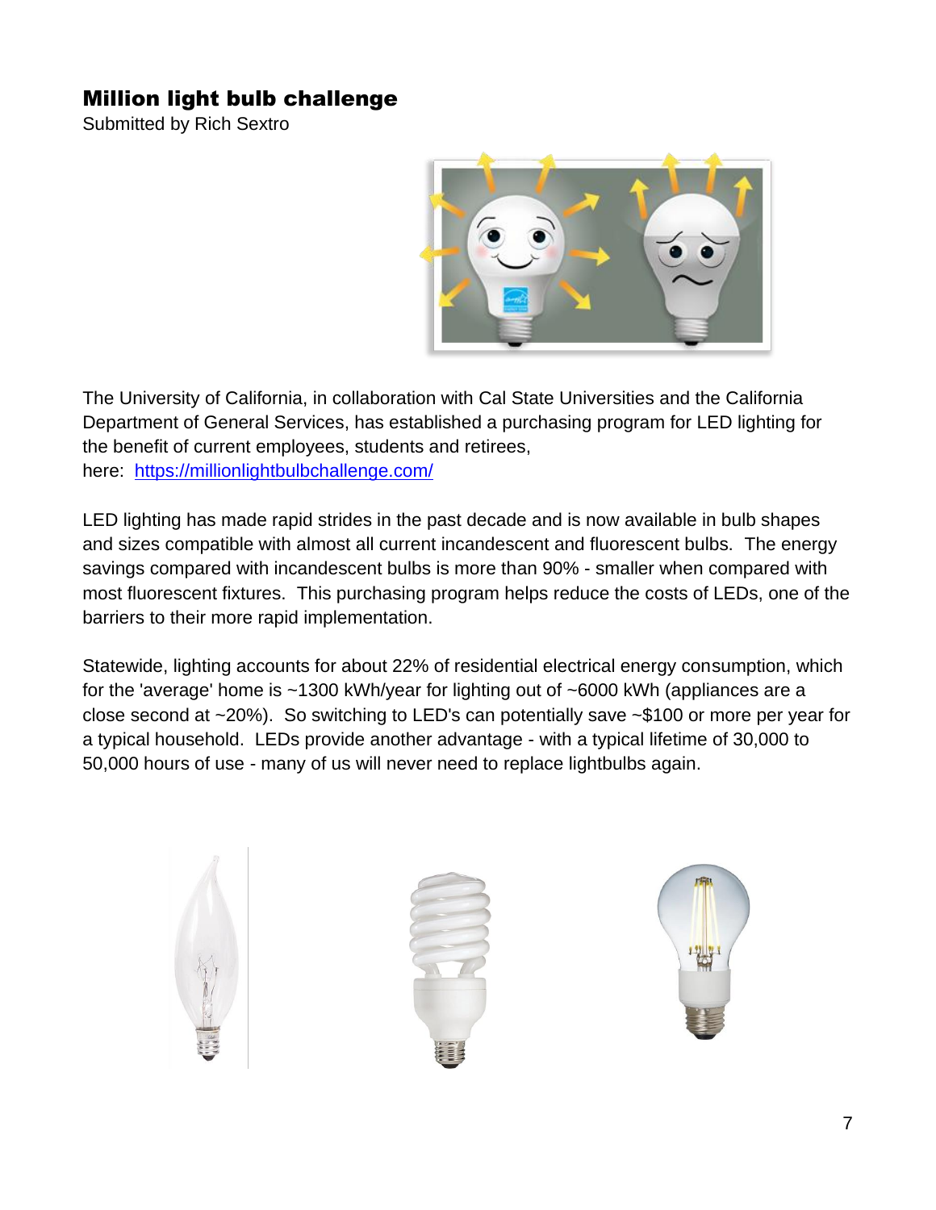## Million light bulb challenge

Submitted by Rich Sextro

The University of California, in collaboration with Cal State Universities and the California Department of General Services, has established a purchasing program for LED lighting for the benefit of current employees, students and retirees, here: [https://millionlightbulbchallenge.com/](https://millionlightbulbchallenge.com/)

LED lighting has made rapid strides in the past decade and is now available in bulb shapes and sizes compatible with almost all current incandescent and fluorescent bulbs. The energy savings compared with incandescent bulbs is more than 90% - smaller when compared with most fluorescent fixtures. This purchasing program helps reduce the costs of LEDs, one of the barriers to their more rapid implementation.

Statewide, lighting accounts for about 22% of residential electrical energy consumption, which for the 'average' home is ~1300 kWh/year for lighting out of ~6000 kWh (appliances are a close second at ~20%). So switching to LED's can potentially save ~$100 or more per year for a typical household. LEDs provide another advantage - with a typical lifetime of 30,000 to 50,000 hours of use - many of us will never need to replace lightbulbs again.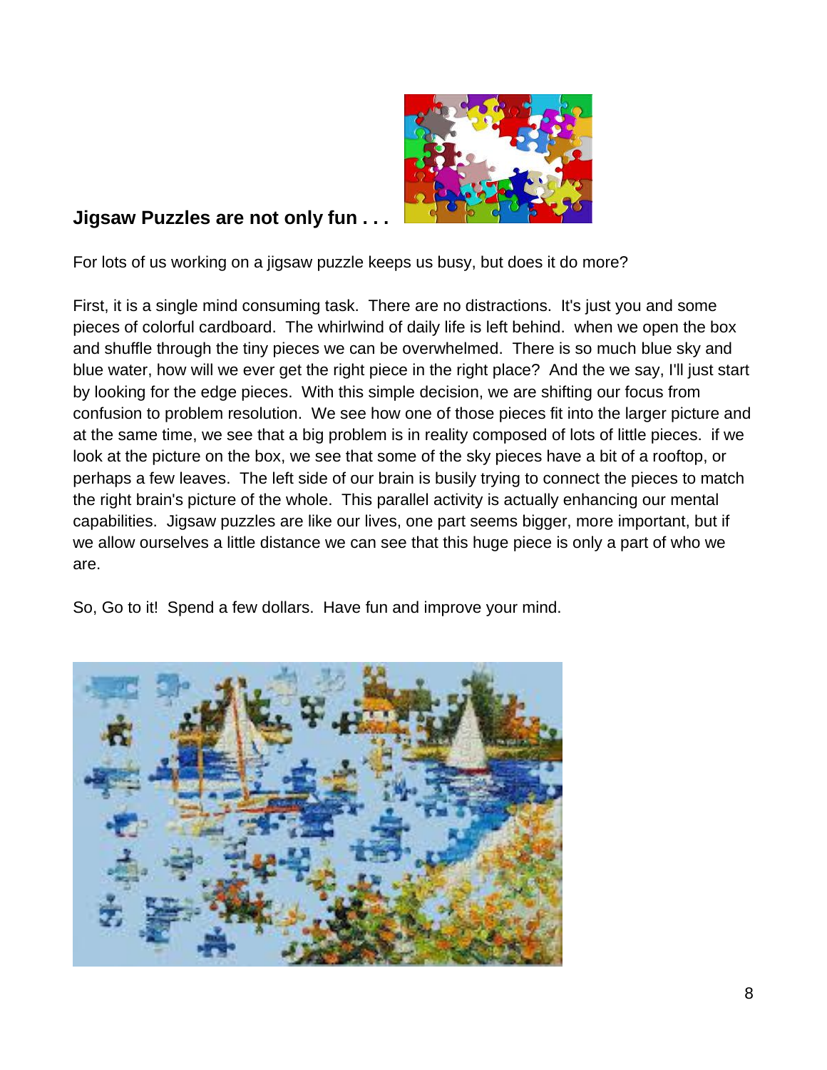**Jigsaw Puzzles are not only fun . . .**

For lots of us working on a jigsaw puzzle keeps us busy, but does it do more?

First, it is a single mind consuming task. There are no distractions. It's just you and some pieces of colorful cardboard. The whirlwind of daily life is left behind. when we open the box and shuffle through the tiny pieces we can be overwhelmed. There is so much blue sky and blue water, how will we ever get the right piece in the right place? And the we say, I'll just start by looking for the edge pieces. With this simple decision, we are shifting our focus from confusion to problem resolution. We see how one of those pieces fit into the larger picture and at the same time, we see that a big problem is in reality composed of lots of little pieces. if we look at the picture on the box, we see that some of the sky pieces have a bit of a rooftop, or perhaps a few leaves. The left side of our brain is busily trying to connect the pieces to match the right brain's picture of the whole. This parallel activity is actually enhancing our mental capabilities. Jigsaw puzzles are like our lives, one part seems bigger, more important, but if we allow ourselves a little distance we can see that this huge piece is only a part of who we are.

So, Go to it! Spend a few dollars. Have fun and improve your mind.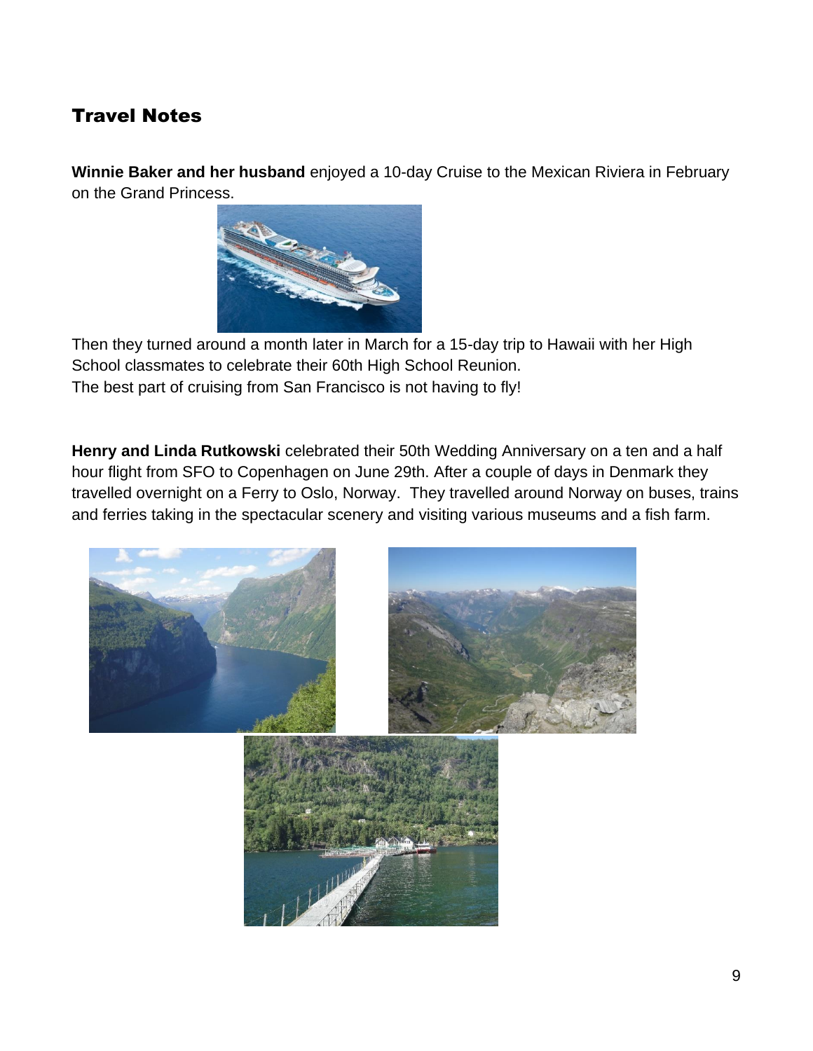## Travel Notes

**Winnie Baker and her husband** enjoyed a 10-day Cruise to the Mexican Riviera in February on the Grand Princess.

Then they turned around a month later in March for a 15-day trip to Hawaii with her High School classmates to celebrate their 60th High School Reunion.
The best part of cruising from San Francisco is not having to fly!

**Henry and Linda Rutkowski** celebrated their 50th Wedding Anniversary on a ten and a half hour flight from SFO to Copenhagen on June 29th. After a couple of days in Denmark they travelled overnight on a Ferry to Oslo, Norway. They travelled around Norway on buses, trains and ferries taking in the spectacular scenery and visiting various museums and a fish farm.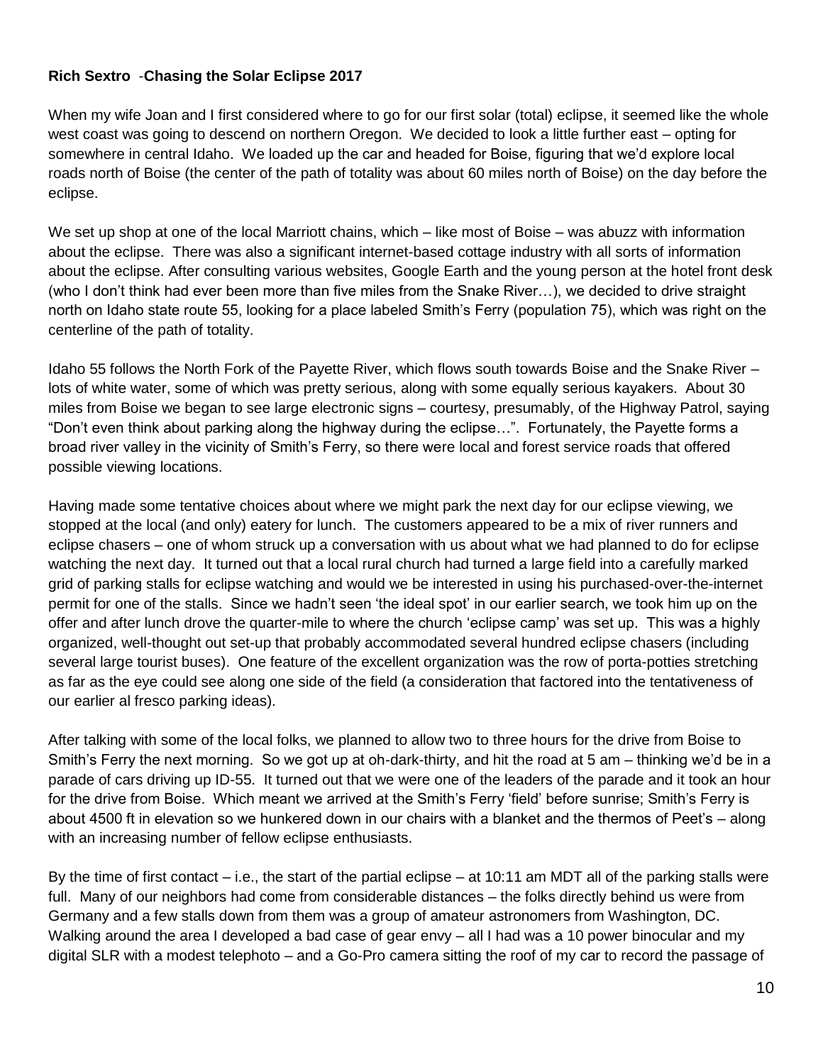**Rich Sextro** -**Chasing the Solar Eclipse 2017**

When my wife Joan and I first considered where to go for our first solar (total) eclipse, it seemed like the whole west coast was going to descend on northern Oregon. We decided to look a little further east – opting for somewhere in central Idaho. We loaded up the car and headed for Boise, figuring that we'd explore local roads north of Boise (the center of the path of totality was about 60 miles north of Boise) on the day before the eclipse.

We set up shop at one of the local Marriott chains, which – like most of Boise – was abuzz with information about the eclipse. There was also a significant internet-based cottage industry with all sorts of information about the eclipse. After consulting various websites, Google Earth and the young person at the hotel front desk (who I don't think had ever been more than five miles from the Snake River…), we decided to drive straight north on Idaho state route 55, looking for a place labeled Smith's Ferry (population 75), which was right on the centerline of the path of totality.

Idaho 55 follows the North Fork of the Payette River, which flows south towards Boise and the Snake River – lots of white water, some of which was pretty serious, along with some equally serious kayakers. About 30 miles from Boise we began to see large electronic signs – courtesy, presumably, of the Highway Patrol, saying "Don't even think about parking along the highway during the eclipse…". Fortunately, the Payette forms a broad river valley in the vicinity of Smith's Ferry, so there were local and forest service roads that offered possible viewing locations.

Having made some tentative choices about where we might park the next day for our eclipse viewing, we stopped at the local (and only) eatery for lunch. The customers appeared to be a mix of river runners and eclipse chasers – one of whom struck up a conversation with us about what we had planned to do for eclipse watching the next day. It turned out that a local rural church had turned a large field into a carefully marked grid of parking stalls for eclipse watching and would we be interested in using his purchased-over-the-internet permit for one of the stalls. Since we hadn't seen 'the ideal spot' in our earlier search, we took him up on the offer and after lunch drove the quarter-mile to where the church 'eclipse camp' was set up. This was a highly organized, well-thought out set-up that probably accommodated several hundred eclipse chasers (including several large tourist buses). One feature of the excellent organization was the row of porta-potties stretching as far as the eye could see along one side of the field (a consideration that factored into the tentativeness of our earlier al fresco parking ideas).

After talking with some of the local folks, we planned to allow two to three hours for the drive from Boise to Smith's Ferry the next morning. So we got up at oh-dark-thirty, and hit the road at 5 am – thinking we'd be in a parade of cars driving up ID-55. It turned out that we were one of the leaders of the parade and it took an hour for the drive from Boise. Which meant we arrived at the Smith's Ferry 'field' before sunrise; Smith's Ferry is about 4500 ft in elevation so we hunkered down in our chairs with a blanket and the thermos of Peet's – along with an increasing number of fellow eclipse enthusiasts.

By the time of first contact – i.e., the start of the partial eclipse – at 10:11 am MDT all of the parking stalls were full. Many of our neighbors had come from considerable distances – the folks directly behind us were from Germany and a few stalls down from them was a group of amateur astronomers from Washington, DC. Walking around the area I developed a bad case of gear envy – all I had was a 10 power binocular and my digital SLR with a modest telephoto – and a Go-Pro camera sitting the roof of my car to record the passage of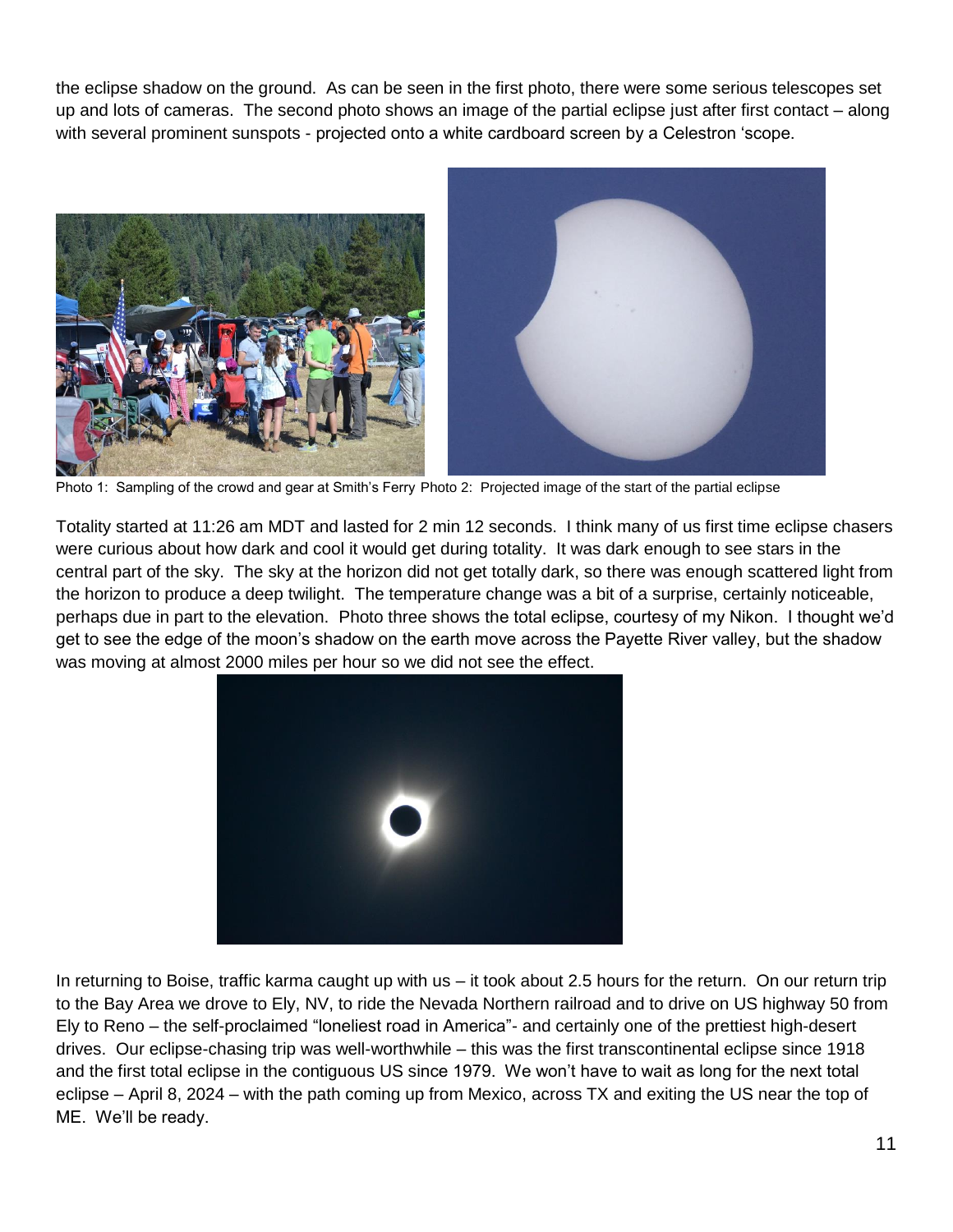the eclipse shadow on the ground. As can be seen in the first photo, there were some serious telescopes set up and lots of cameras. The second photo shows an image of the partial eclipse just after first contact – along with several prominent sunspots - projected onto a white cardboard screen by a Celestron 'scope.

Photo 1: Sampling of the crowd and gear at Smith's Ferry Photo 2: Projected image of the start of the partial eclipse

Totality started at 11:26 am MDT and lasted for 2 min 12 seconds. I think many of us first time eclipse chasers were curious about how dark and cool it would get during totality. It was dark enough to see stars in the central part of the sky. The sky at the horizon did not get totally dark, so there was enough scattered light from the horizon to produce a deep twilight. The temperature change was a bit of a surprise, certainly noticeable, perhaps due in part to the elevation. Photo three shows the total eclipse, courtesy of my Nikon. I thought we'd get to see the edge of the moon's shadow on the earth move across the Payette River valley, but the shadow was moving at almost 2000 miles per hour so we did not see the effect.

In returning to Boise, traffic karma caught up with us – it took about 2.5 hours for the return. On our return trip to the Bay Area we drove to Ely, NV, to ride the Nevada Northern railroad and to drive on US highway 50 from Ely to Reno – the self-proclaimed "loneliest road in America"- and certainly one of the prettiest high-desert drives. Our eclipse-chasing trip was well-worthwhile – this was the first transcontinental eclipse since 1918 and the first total eclipse in the contiguous US since 1979. We won't have to wait as long for the next total eclipse – April 8, 2024 – with the path coming up from Mexico, across TX and exiting the US near the top of ME. We'll be ready.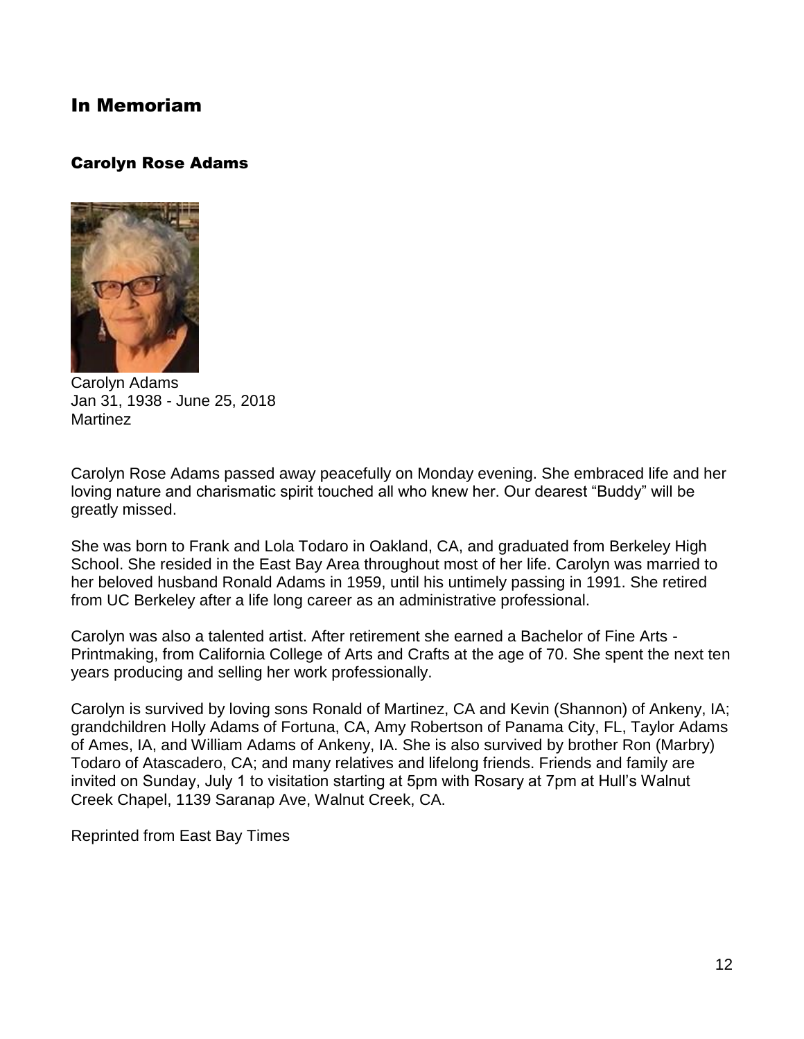# In Memoriam

## Carolyn Rose Adams

Carolyn Adams
Jan 31, 1938 - June 25, 2018
Martinez

Carolyn Rose Adams passed away peacefully on Monday evening. She embraced life and her loving nature and charismatic spirit touched all who knew her. Our dearest "Buddy" will be greatly missed.

She was born to Frank and Lola Todaro in Oakland, CA, and graduated from Berkeley High School. She resided in the East Bay Area throughout most of her life. Carolyn was married to her beloved husband Ronald Adams in 1959, until his untimely passing in 1991. She retired from UC Berkeley after a life long career as an administrative professional.

Carolyn was also a talented artist. After retirement she earned a Bachelor of Fine Arts - Printmaking, from California College of Arts and Crafts at the age of 70. She spent the next ten years producing and selling her work professionally.

Carolyn is survived by loving sons Ronald of Martinez, CA and Kevin (Shannon) of Ankeny, IA; grandchildren Holly Adams of Fortuna, CA, Amy Robertson of Panama City, FL, Taylor Adams of Ames, IA, and William Adams of Ankeny, IA. She is also survived by brother Ron (Marbry) Todaro of Atascadero, CA; and many relatives and lifelong friends. Friends and family are invited on Sunday, July 1 to visitation starting at 5pm with Rosary at 7pm at Hull's Walnut Creek Chapel, 1139 Saranap Ave, Walnut Creek, CA.

Reprinted from East Bay Times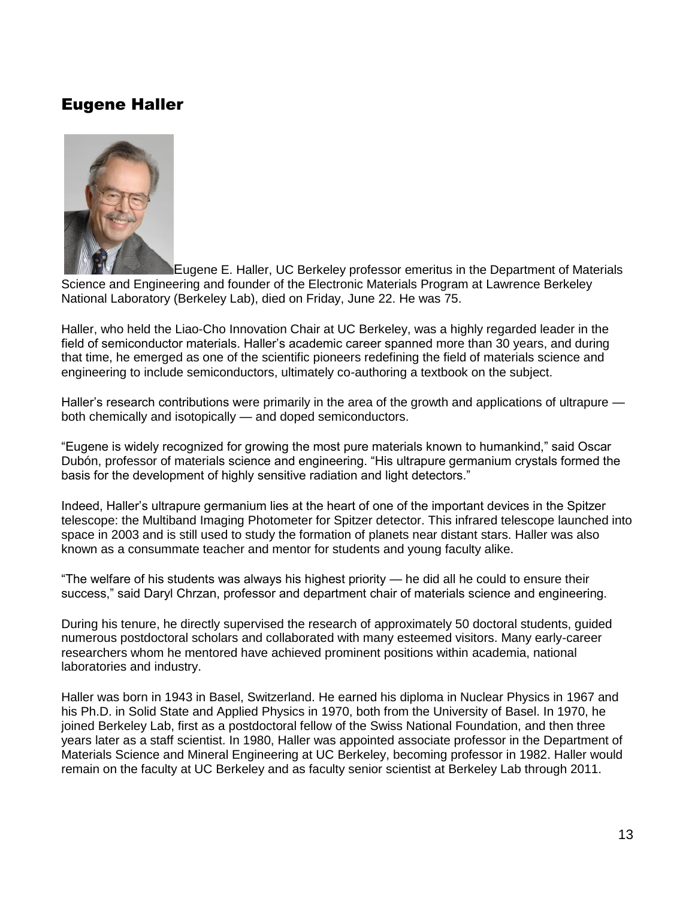## Eugene Haller

Eugene E. Haller, UC Berkeley professor emeritus in the Department of Materials Science and Engineering and founder of the Electronic Materials Program at Lawrence Berkeley National Laboratory (Berkeley Lab), died on Friday, June 22. He was 75.

Haller, who held the Liao-Cho Innovation Chair at UC Berkeley, was a highly regarded leader in the field of semiconductor materials. Haller's academic career spanned more than 30 years, and during that time, he emerged as one of the scientific pioneers redefining the field of materials science and engineering to include semiconductors, ultimately co-authoring a textbook on the subject.

Haller's research contributions were primarily in the area of the growth and applications of ultrapure — both chemically and isotopically — and doped semiconductors.

"Eugene is widely recognized for growing the most pure materials known to humankind," said Oscar Dubón, professor of materials science and engineering. "His ultrapure germanium crystals formed the basis for the development of highly sensitive radiation and light detectors."

Indeed, Haller's ultrapure germanium lies at the heart of one of the important devices in the Spitzer telescope: the Multiband Imaging Photometer for Spitzer detector. This infrared telescope launched into space in 2003 and is still used to study the formation of planets near distant stars. Haller was also known as a consummate teacher and mentor for students and young faculty alike.

"The welfare of his students was always his highest priority — he did all he could to ensure their success," said Daryl Chrzan, professor and department chair of materials science and engineering.

During his tenure, he directly supervised the research of approximately 50 doctoral students, guided numerous postdoctoral scholars and collaborated with many esteemed visitors. Many early-career researchers whom he mentored have achieved prominent positions within academia, national laboratories and industry.

Haller was born in 1943 in Basel, Switzerland. He earned his diploma in Nuclear Physics in 1967 and his Ph.D. in Solid State and Applied Physics in 1970, both from the University of Basel. In 1970, he joined Berkeley Lab, first as a postdoctoral fellow of the Swiss National Foundation, and then three years later as a staff scientist. In 1980, Haller was appointed associate professor in the Department of Materials Science and Mineral Engineering at UC Berkeley, becoming professor in 1982. Haller would remain on the faculty at UC Berkeley and as faculty senior scientist at Berkeley Lab through 2011.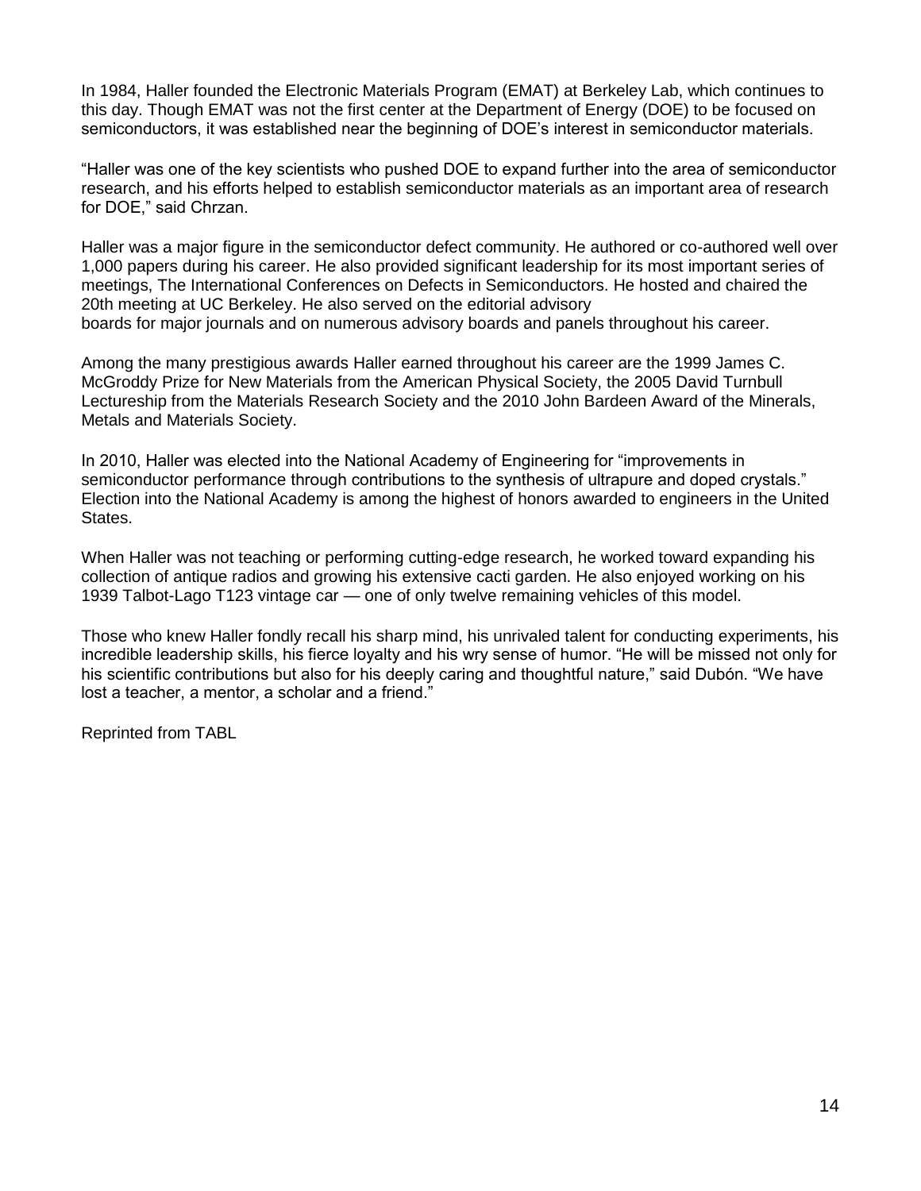In 1984, Haller founded the Electronic Materials Program (EMAT) at Berkeley Lab, which continues to this day. Though EMAT was not the first center at the Department of Energy (DOE) to be focused on semiconductors, it was established near the beginning of DOE's interest in semiconductor materials.

"Haller was one of the key scientists who pushed DOE to expand further into the area of semiconductor research, and his efforts helped to establish semiconductor materials as an important area of research for DOE," said Chrzan.

Haller was a major figure in the semiconductor defect community. He authored or co-authored well over 1,000 papers during his career. He also provided significant leadership for its most important series of meetings, The International Conferences on Defects in Semiconductors. He hosted and chaired the 20th meeting at UC Berkeley. He also served on the editorial advisory boards for major journals and on numerous advisory boards and panels throughout his career.

Among the many prestigious awards Haller earned throughout his career are the 1999 James C. McGroddy Prize for New Materials from the American Physical Society, the 2005 David Turnbull Lectureship from the Materials Research Society and the 2010 John Bardeen Award of the Minerals, Metals and Materials Society.

In 2010, Haller was elected into the National Academy of Engineering for "improvements in semiconductor performance through contributions to the synthesis of ultrapure and doped crystals." Election into the National Academy is among the highest of honors awarded to engineers in the United States.

When Haller was not teaching or performing cutting-edge research, he worked toward expanding his collection of antique radios and growing his extensive cacti garden. He also enjoyed working on his 1939 Talbot-Lago T123 vintage car — one of only twelve remaining vehicles of this model.

Those who knew Haller fondly recall his sharp mind, his unrivaled talent for conducting experiments, his incredible leadership skills, his fierce loyalty and his wry sense of humor. "He will be missed not only for his scientific contributions but also for his deeply caring and thoughtful nature," said Dubón. "We have lost a teacher, a mentor, a scholar and a friend."

Reprinted from TABL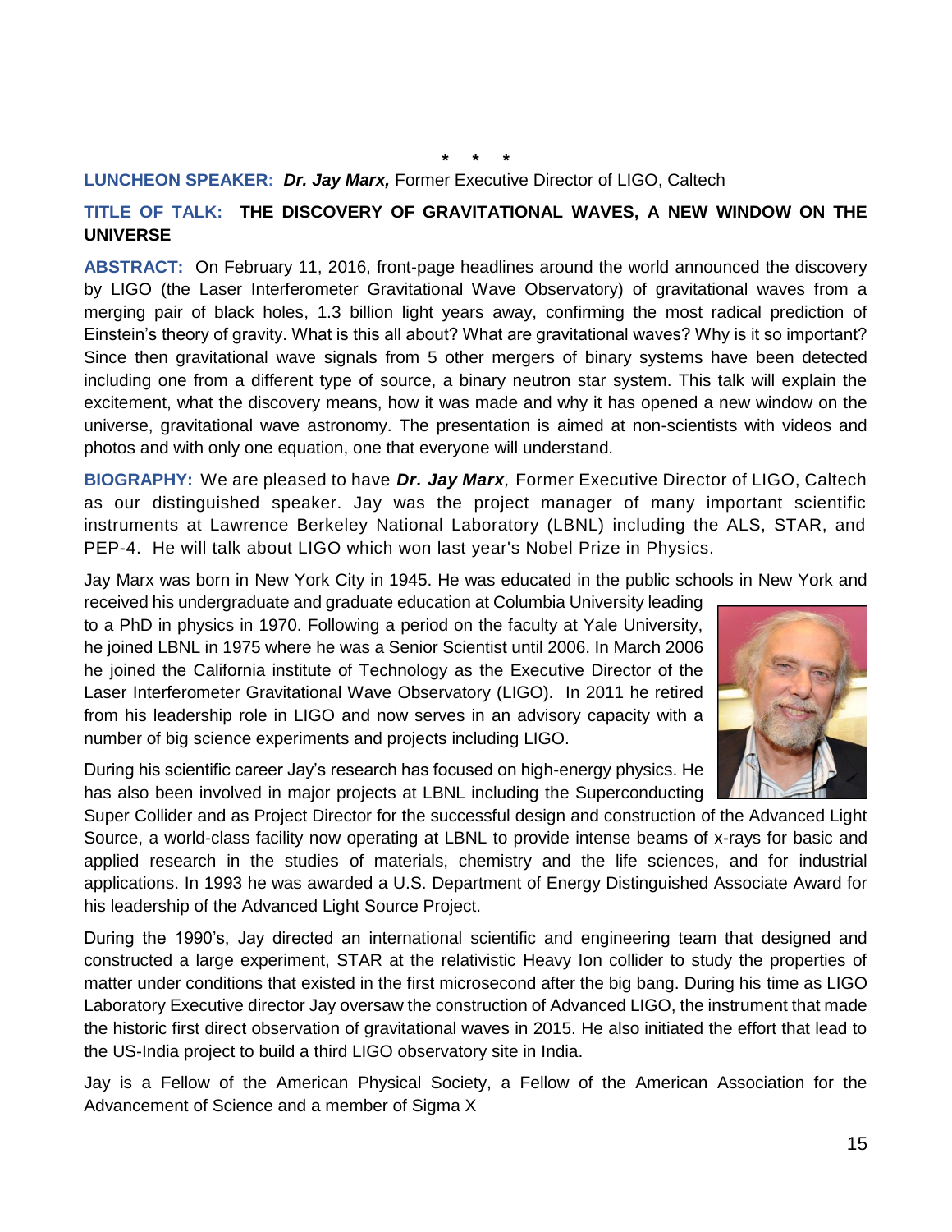\* \* \*

**LUNCHEON SPEAKER:** ***Dr. Jay Marx,*** Former Executive Director of LIGO, Caltech

**TITLE OF TALK: THE DISCOVERY OF GRAVITATIONAL WAVES, A NEW WINDOW ON THE UNIVERSE**

**ABSTRACT:** On February 11, 2016, front-page headlines around the world announced the discovery by LIGO (the Laser Interferometer Gravitational Wave Observatory) of gravitational waves from a merging pair of black holes, 1.3 billion light years away, confirming the most radical prediction of Einstein's theory of gravity. What is this all about? What are gravitational waves? Why is it so important? Since then gravitational wave signals from 5 other mergers of binary systems have been detected including one from a different type of source, a binary neutron star system. This talk will explain the excitement, what the discovery means, how it was made and why it has opened a new window on the universe, gravitational wave astronomy. The presentation is aimed at non-scientists with videos and photos and with only one equation, one that everyone will understand.

**BIOGRAPHY:** We are pleased to have ***Dr. Jay Marx****,* Former Executive Director of LIGO, Caltech as our distinguished speaker. Jay was the project manager of many important scientific instruments at Lawrence Berkeley National Laboratory (LBNL) including the ALS, STAR, and PEP-4. He will talk about LIGO which won last year's Nobel Prize in Physics.

Jay Marx was born in New York City in 1945. He was educated in the public schools in New York and received his undergraduate and graduate education at Columbia University leading to a PhD in physics in 1970. Following a period on the faculty at Yale University, he joined LBNL in 1975 where he was a Senior Scientist until 2006. In March 2006 he joined the California institute of Technology as the Executive Director of the Laser Interferometer Gravitational Wave Observatory (LIGO). In 2011 he retired from his leadership role in LIGO and now serves in an advisory capacity with a number of big science experiments and projects including LIGO.

During his scientific career Jay's research has focused on high-energy physics. He has also been involved in major projects at LBNL including the Superconducting Super Collider and as Project Director for the successful design and construction of the Advanced Light Source, a world-class facility now operating at LBNL to provide intense beams of x-rays for basic and applied research in the studies of materials, chemistry and the life sciences, and for industrial applications. In 1993 he was awarded a U.S. Department of Energy Distinguished Associate Award for his leadership of the Advanced Light Source Project.

During the 1990's, Jay directed an international scientific and engineering team that designed and constructed a large experiment, STAR at the relativistic Heavy Ion collider to study the properties of matter under conditions that existed in the first microsecond after the big bang. During his time as LIGO Laboratory Executive director Jay oversaw the construction of Advanced LIGO, the instrument that made the historic first direct observation of gravitational waves in 2015. He also initiated the effort that lead to the US-India project to build a third LIGO observatory site in India.

Jay is a Fellow of the American Physical Society, a Fellow of the American Association for the Advancement of Science and a member of Sigma X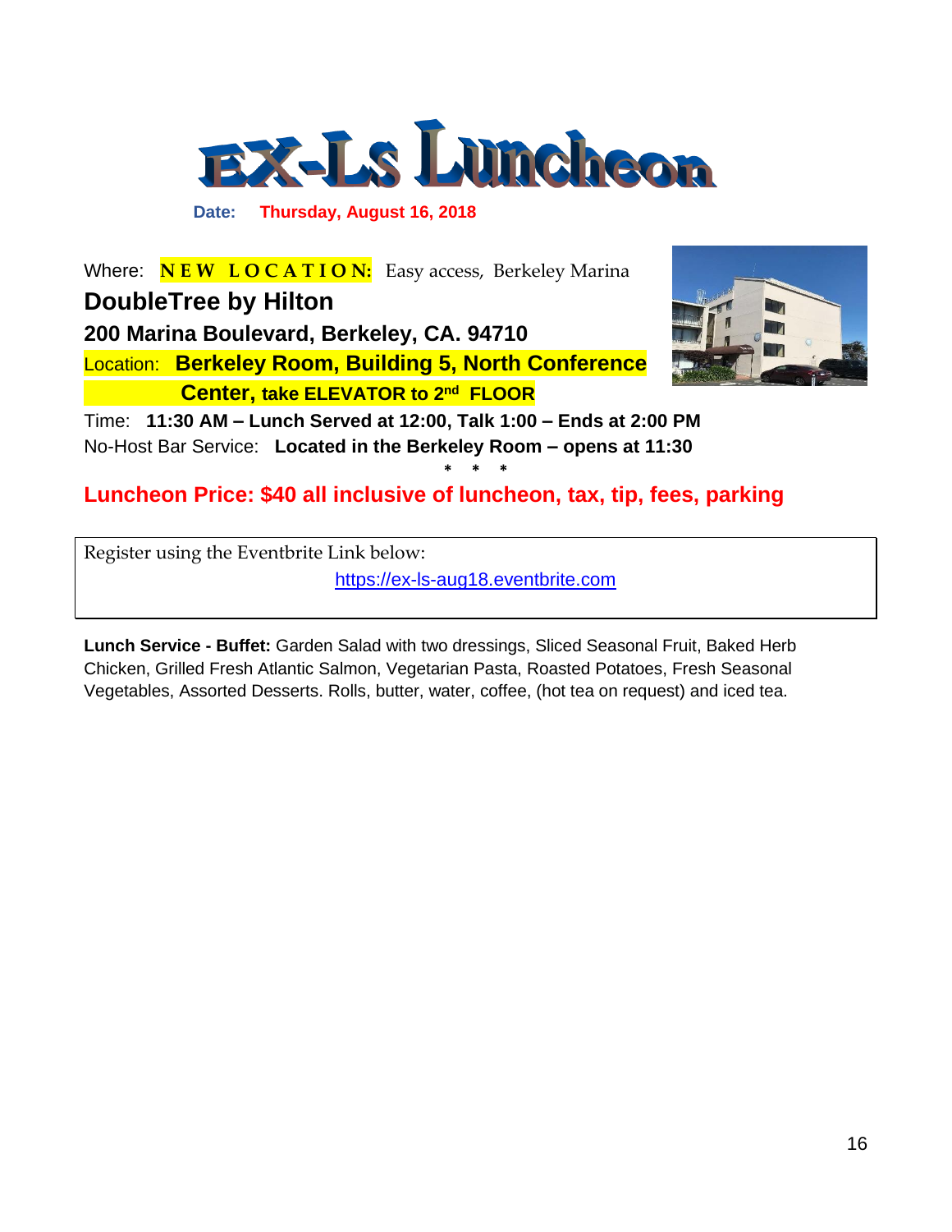# EX-Ls Luncheon

**Date: Thursday, August 16, 2018**

Where: **NEW LOCATION:** Easy access, Berkeley Marina

**DoubleTree by Hilton**

**200 Marina Boulevard, Berkeley, CA. 94710**

Location: **Berkeley Room, Building 5, North Conference Center, take ELEVATOR to 2nd FLOOR**

Time: **11:30 AM – Lunch Served at 12:00, Talk 1:00 – Ends at 2:00 PM**

No-Host Bar Service: **Located in the Berkeley Room – opens at 11:30**

\* \* \*

**Luncheon Price: $40 all inclusive of luncheon, tax, tip, fees, parking**

Register using the Eventbrite Link below:

https://ex-ls-aug18.eventbrite.com

**Lunch Service - Buffet:** Garden Salad with two dressings, Sliced Seasonal Fruit, Baked Herb Chicken, Grilled Fresh Atlantic Salmon, Vegetarian Pasta, Roasted Potatoes, Fresh Seasonal Vegetables, Assorted Desserts. Rolls, butter, water, coffee, (hot tea on request) and iced tea.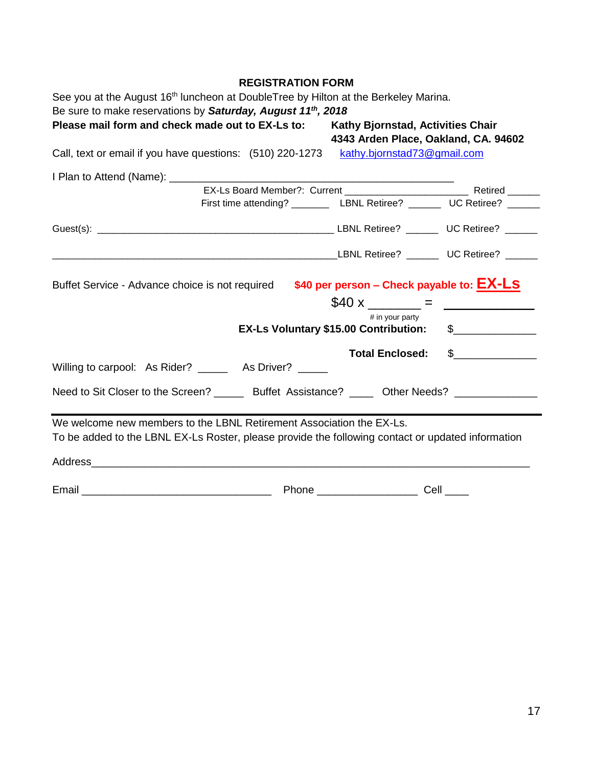## REGISTRATION FORM

See you at the August 16th luncheon at DoubleTree by Hilton at the Berkeley Marina.
Be sure to make reservations by ***Saturday, August 11th, 2018***

**Please mail form and check made out to EX-Ls to:** **Kathy Bjornstad, Activities Chair**
**4343 Arden Place, Oakland, CA. 94602**

Call, text or email if you have questions: (510) 220-1273 kathy.bjornstad73@gmail.com

I Plan to Attend (Name): ______________________________________________

EX-Ls Board Member?: Current ____________________ Retired ______
First time attending? _______ LBNL Retiree? ______ UC Retiree? ______

Guest(s): ______________________________________ LBNL Retiree? ______ UC Retiree? ______

______________________________________________ LBNL Retiree? ______ UC Retiree? ______

Buffet Service - Advance choice is not required **$40 per person – Check payable to: EX-Ls**

$40 x _______ = ____________
# in your party

**EX-Ls Voluntary $15.00 Contribution:** $____________

**Total Enclosed:** $____________

Willing to carpool: As Rider? _____ As Driver? _____

Need to Sit Closer to the Screen? _____ Buffet Assistance? ____ Other Needs? _____________

---

We welcome new members to the LBNL Retirement Association the EX-Ls.
To be added to the LBNL EX-Ls Roster, please provide the following contact or updated information

Address____________________________________________________________________

Email ______________________________ Phone ________________ Cell ____